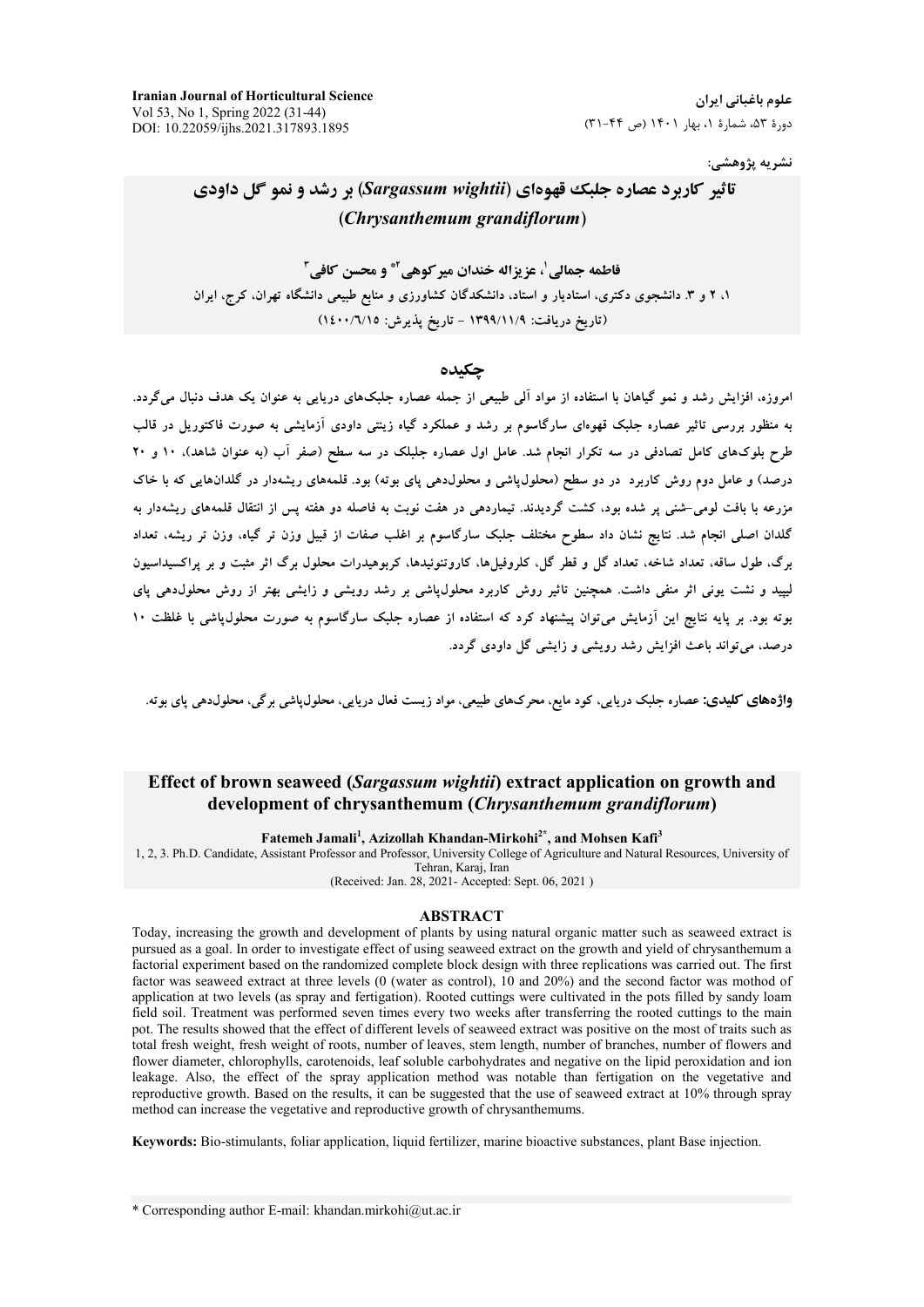نشریه پژوهشی:

# تاثیر کاربرد عصاره جلبک قهوه‌ای (*Sargassum wightii*) بر رشد و نمو گل داودی (*Chrysanthemum grandiflorum*)

**فاطمه جمالی[1]، عزیزاله خندان میرکوهی[2*] و محسن کافی[3]**

۱، ۲ و ۳. دانشجوی دکتری، استادیار و استاد، دانشکدگان کشاورزی و منابع طبیعی دانشگاه تهران، کرج، ایران

(تاریخ دریافت: ۱۳۹۹/۱۱/۹ - تاریخ پذیرش: ۱۴۰۰/۶/۱۵)

## چکیده

امروزه، افزایش رشد و نمو گیاهان با استفاده از مواد آلی طبیعی از جمله عصاره جلبک‌های دریایی به عنوان یک هدف دنبال می‌گردد. به منظور بررسی تاثیر عصاره جلبک قهوه‌ای سارگاسوم بر رشد و عملکرد گیاه زینتی داودی آزمایشی به صورت فاکتوریل در قالب طرح بلوک‌های کامل تصادفی در سه تکرار انجام شد. عامل اول عصاره جلبک در سه سطح (صفر آب (به عنوان شاهد)، ۱۰ و ۲۰ درصد) و عامل دوم روش کاربرد در دو سطح (محلول‌پاشی و محلول‌دهی پای بوته) بود. قلمه‌های ریشه‌دار در گلدان‌هایی که با خاک مزرعه با بافت لومی-شنی پر شده بود، کشت گردیدند. تیماردهی در هفت نوبت به فاصله دو هفته پس از انتقال قلمه‌های ریشه‌دار به گلدان اصلی انجام شد. نتایج نشان داد سطوح مختلف جلبک سارگاسوم بر اغلب صفات از قبیل وزن تر گیاه، وزن تر ریشه، تعداد برگ، طول ساقه، تعداد شاخه، تعداد گل و قطر گل، کلروفیل‌ها، کاروتنوئیدها، کربوهیدرات محلول برگ اثر مثبت و بر پراکسیداسیون لیپید و نشت یونی اثر منفی داشت. همچنین تاثیر روش کاربرد محلول‌پاشی بر رشد رویشی و زایشی بهتر از روش محلول‌دهی پای بوته بود. بر پایه نتایج این آزمایش می‌توان پیشنهاد کرد که استفاده از عصاره جلبک سارگاسوم به صورت محلول‌پاشی با غلظت ۱۰ درصد، می‌تواند باعث افزایش رشد رویشی و زایشی گل داودی گردد.

**واژه‌های کلیدی:** عصاره جلبک دریایی، کود مایع، محرک‌های طبیعی، مواد زیست فعال دریایی، محلول‌پاشی برگی، محلول‌دهی پای بوته.

# Effect of brown seaweed (*Sargassum wightii*) extract application on growth and development of chrysanthemum (*Chrysanthemum grandiflorum*)

**Fatemeh Jamali[1], Azizollah Khandan-Mirkohi[2*], and Mohsen Kafi[3]**

1, 2, 3. Ph.D. Candidate, Assistant Professor and Professor, University College of Agriculture and Natural Resources, University of Tehran, Karaj, Iran

(Received: Jan. 28, 2021- Accepted: Sept. 06, 2021 )

## ABSTRACT

Today, increasing the growth and development of plants by using natural organic matter such as seaweed extract is pursued as a goal. In order to investigate effect of using seaweed extract on the growth and yield of chrysanthemum a factorial experiment based on the randomized complete block design with three replications was carried out. The first factor was seaweed extract at three levels (0 (water as control), 10 and 20%) and the second factor was mothod of application at two levels (as spray and fertigation). Rooted cuttings were cultivated in the pots filled by sandy loam field soil. Treatment was performed seven times every two weeks after transferring the rooted cuttings to the main pot. The results showed that the effect of different levels of seaweed extract was positive on the most of traits such as total fresh weight, fresh weight of roots, number of leaves, stem length, number of branches, number of flowers and flower diameter, chlorophylls, carotenoids, leaf soluble carbohydrates and negative on the lipid peroxidation and ion leakage. Also, the effect of the spray application method was notable than fertigation on the vegetative and reproductive growth. Based on the results, it can be suggested that the use of seaweed extract at 10% through spray method can increase the vegetative and reproductive growth of chrysanthemums.

**Keywords:** Bio-stimulants, foliar application, liquid fertilizer, marine bioactive substances, plant Base injection.

* Corresponding author E-mail: khandan.mirkohi@ut.ac.ir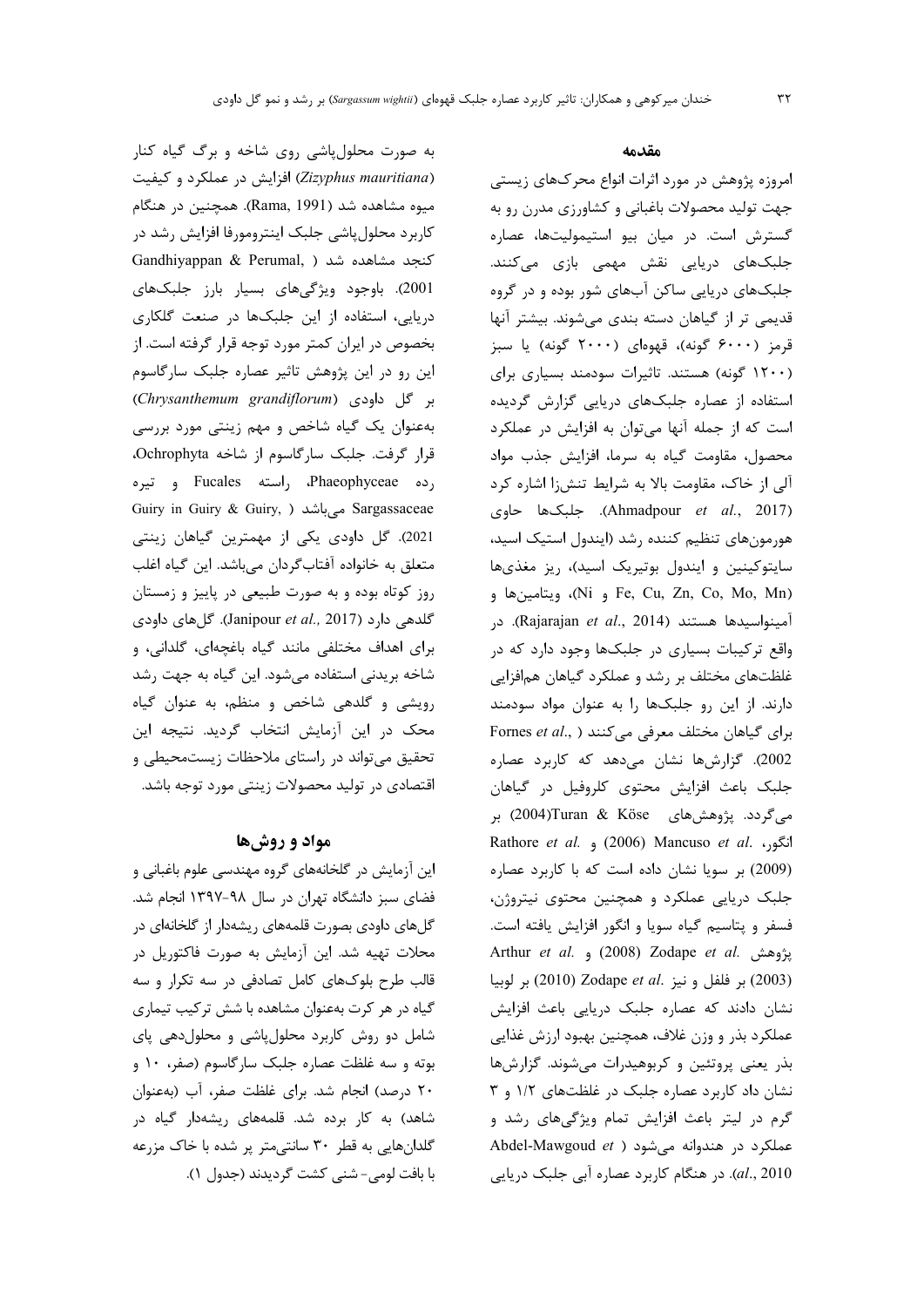## مقدمه

امروزه پژوهش در مورد اثرات انواع محرک‌های زیستی جهت تولید محصولات باغبانی و کشاورزی مدرن رو به گسترش است. در میان بیو استیمولیت‌ها، عصاره جلبک‌های دریایی نقش مهمی بازی می‌کنند. جلبک‌های دریایی ساکن آب‌های شور بوده و در گروه قدیمی تر از گیاهان دسته بندی می‌شوند. بیشتر آنها قرمز (۶۰۰۰ گونه)، قهوه‌ای (۲۰۰۰ گونه) یا سبز (۱۲۰۰ گونه) هستند. تاثیرات سودمند بسیاری برای استفاده از عصاره جلبک‌های دریایی گزارش گردیده است که از جمله آنها می‌توان به افزایش در عملکرد محصول، مقاومت گیاه به سرما، افزایش جذب مواد آلی از خاک، مقاومت بالا به شرایط تنش‌زا اشاره کرد (Ahmadpour *et al.*, 2017). جلبک‌ها حاوی هورمون‌های تنظیم کننده رشد (ایندول استیک اسید، سایتوکینین و ایندول بوتیریک اسید)، ریز مغذی‌ها (Fe, Cu, Zn, Co, Mo, Mn و Ni)، ویتامین‌ها و آمینواسیدها هستند (Rajarajan *et al*., 2014). در واقع ترکیبات بسیاری در جلبک‌ها وجود دارد که در غلظت‌های مختلف بر رشد و عملکرد گیاهان هم‌افزایی دارند. از این رو جلبک‌ها را به عنوان مواد سودمند برای گیاهان مختلف معرفی می‌کنند (Fornes *et al*., 2002). گزارش‌ها نشان می‌دهد که کاربرد عصاره جلبک باعث افزایش محتوی کلروفیل در گیاهان می‌گردد. پژوهش‌های Turan & Köse (2004) بر انگور، Mancuso *et al.* (2006) و Rathore *et al.* (2009) بر سویا نشان داده است که با کاربرد عصاره جلبک دریایی عملکرد و همچنین محتوای نیتروژن، فسفر و پتاسیم گیاه سویا و انگور افزایش یافته است. پژوهش Zodape *et al.* (2008) و Arthur *et al.* (2003) بر فلفل و نیز Zodape *et al.* (2010) بر لوبیا نشان دادند که عصاره جلبک دریایی باعث افزایش عملکرد بذر و وزن غلاف، همچنین بهبود ارزش غذایی بذر یعنی پروتئین و کربوهیدرات می‌شوند. گزارش‌ها نشان داد کاربرد عصاره جلبک در غلظت‌های ۱/۲ و ۳ گرم در لیتر باعث افزایش تمام ویژگی‌های رشد و عملکرد در هندوانه می‌شود (Abdel-Mawgoud *et al*., 2010). در هنگام کاربرد عصاره آبی جلبک دریایی به صورت محلول‌پاشی روی شاخه و برگ گیاه کنار (*Zizyphus mauritiana*) افزایش در عملکرد و کیفیت میوه مشاهده شد (Rama, 1991). همچنین در هنگام کاربرد محلول‌پاشی جلبک اینترومورفا افزایش رشد در کنجد مشاهده شد (Gandhiyappan & Perumal, 2001). باوجود ویژگی‌های بسیار بارز جلبک‌های دریایی، استفاده از این جلبک‌ها در صنعت گلکاری بخصوص در ایران کمتر مورد توجه قرار گرفته است. از این رو در این پژوهش تاثیر عصاره جلبک سارگاسوم بر گل داوودی (*Chrysanthemum grandiflorum*) به‌عنوان یک گیاه شاخص و مهم زینتی مورد بررسی قرار گرفت. جلبک سارگاسوم از شاخه Ochrophyta، رده Phaeophyceae، راسته Fucales و تیره Sargassaceae می‌باشد (Guiry in Guiry & Guiry, 2021). گل داوودی یکی از مهمترین گیاهان زینتی متعلق به خانواده آفتاب‌گردان می‌باشد. این گیاه اغلب روز کوتاه بوده و به صورت طبیعی در پاییز و زمستان گلدهی دارد (Janipour *et al.,* 2017). گل‌های داوودی برای اهداف مختلفی مانند گیاه باغچه‌ای، گلدانی، و شاخه بریدنی استفاده می‌شود. این گیاه به جهت رشد رویشی و گلدهی شاخص و منظم، به عنوان گیاه محک در این آزمایش انتخاب گردید. نتیجه این تحقیق می‌تواند در راستای ملاحظات زیست‌محیطی و اقتصادی در تولید محصولات زینتی مورد توجه باشد.

## مواد و روش‌ها

این آزمایش در گلخانه‌های گروه مهندسی علوم باغبانی و فضای سبز دانشگاه تهران در سال ۹۸-۱۳۹۷ انجام شد. گل‌های داوودی بصورت قلمه‌های ریشه‌دار از گلخانه‌ای در محلات تهیه شد. این آزمایش به صورت فاکتوریل در قالب طرح بلوک‌های کامل تصادفی در سه تکرار و سه گیاه در هر کرت به‌عنوان مشاهده با شش ترکیب تیماری شامل دو روش کاربرد محلول‌پاشی و محلول‌دهی پای بوته و سه غلظت عصاره جلبک سارگاسوم (صفر، ۱۰ و ۲۰ درصد) انجام شد. برای غلظت صفر، آب (به‌عنوان شاهد) به کار برده شد. قلمه‌های ریشه‌دار گیاه در گلدان‌هایی به قطر ۳۰ سانتی‌متر پر شده با خاک مزرعه با بافت لومی- شنی کشت گردیدند (جدول ۱).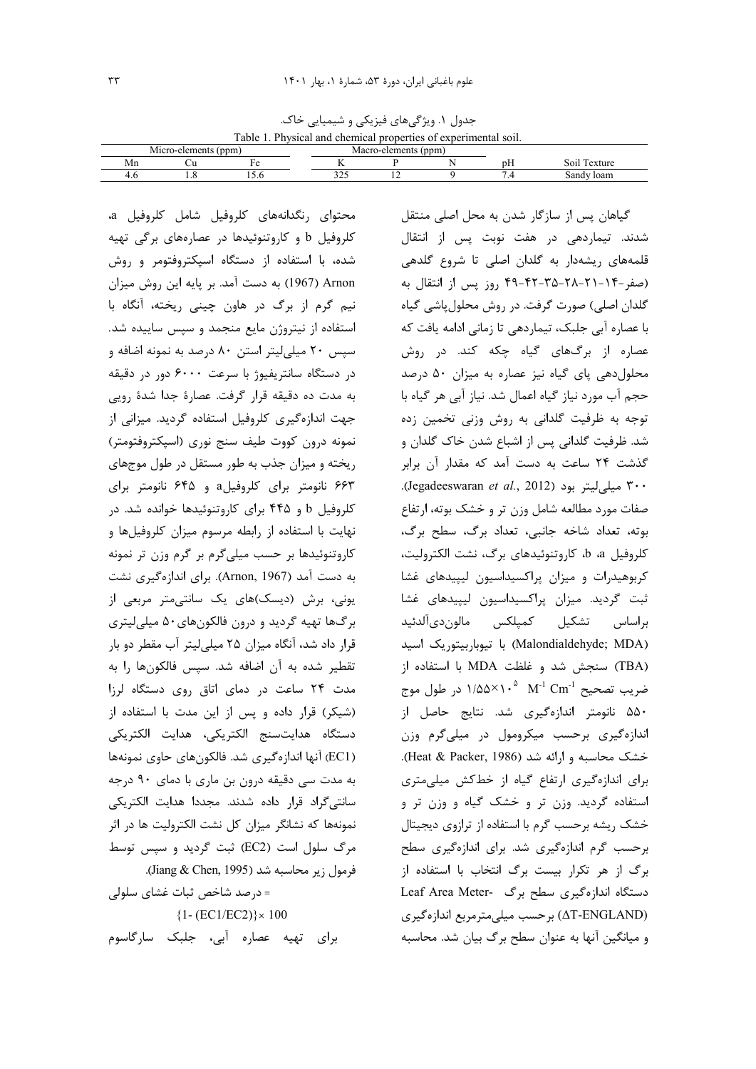جدول ۱. ویژگی‌های فیزیکی و شیمیایی خاک.

Table 1. Physical and chemical properties of experimental soil.

| Micro-elements (ppm) | | | Macro-elements (ppm) | | | pH | Soil Texture |
|---|---|---|---|---|---|---|---|
| Mn | Cu | Fe | K | P | N | | |
| 4.6 | 1.8 | 15.6 | 325 | 12 | 9 | 7.4 | Sandy loam |

گیاهان پس از سازگار شدن به محل اصلی منتقل شدند. تیماردهی در هفت نوبت پس از انتقال قلمه‌های ریشه‌دار به گلدان اصلی تا شروع گلدهی (صفر-۱۴-۲۱-۲۸-۳۵-۴۲-۴۹ روز پس از انتقال به گلدان اصلی) صورت گرفت. در روش محلول‌پاشی گیاه با عصاره آبی جلبک، تیماردهی تا زمانی ادامه یافت که عصاره از برگ‌های گیاه چکه کند. در روش محلول‌دهی پای گیاه نیز عصاره به میزان ۵۰ درصد حجم آب مورد نیاز گیاه اعمال شد. نیاز آبی هر گیاه با توجه به ظرفیت گلدانی به روش وزنی تخمین زده شد. ظرفیت گلدانی پس از اشباع شدن خاک گلدان و گذشت ۲۴ ساعت به دست آمد که مقدار آن برابر ۳۰۰ میلی‌لیتر بود (Jegadeeswaran *et al.*, 2012). صفات مورد مطالعه شامل وزن تر و خشک بوته، ارتفاع بوته، تعداد شاخه جانبی، تعداد برگ، سطح برگ، کلروفیل a، b، کاروتنوئیدهای برگ، نشت الکترولیت، کربوهیدرات و میزان پراکسیداسیون لیپیدهای غشا ثبت گردید. میزان پراکسیداسیون لیپیدهای غشا براساس تشکیل کمپلکس مالون‌دی‌آلدئید (Malondialdehyde; MDA) با تیوباربیتوریک اسید (TBA) سنجش شد و غلظت MDA با استفاده از ضریب تصحیح $1/55\times10^{5}$ $M^{-1}\ Cm^{-1}$ در طول موج ۵۵۰ نانومتر اندازه‌گیری شد. نتایج حاصل از اندازه‌گیری برحسب میکرومول در میلی‌گرم وزن خشک محاسبه و ارائه شد (Heat & Packer, 1986). برای اندازه‌گیری ارتفاع گیاه از خط‌کش میلی‌متری استفاده گردید. وزن تر و خشک گیاه و وزن تر و خشک ریشه برحسب گرم با استفاده از ترازوی دیجیتال برحسب گرم اندازه‌گیری شد. برای اندازه‌گیری سطح برگ از هر تکرار بیست برگ انتخاب با استفاده از دستگاه اندازه‌گیری سطح برگ -Leaf Area Meter ($\Delta$T-ENGLAND) برحسب میلی‌مترمربع اندازه‌گیری و میانگین آنها به عنوان سطح برگ بیان شد. محاسبه محتوای رنگدانه‌های کلروفیل شامل کلروفیل a، کلروفیل b و کاروتنوئیدها در عصاره‌های برگی تهیه شده، با استفاده از دستگاه اسپکتروفتومر و روش Arnon (1967) به دست آمد. بر پایه این روش میزان نیم گرم از برگ در هاون چینی ریخته، آنگاه با استفاده از نیتروژن مایع منجمد و سپس ساییده شد. سپس ۲۰ میلی‌لیتر استن ۸۰ درصد به نمونه اضافه و در دستگاه سانتریفیوژ با سرعت ۶۰۰۰ دور در دقیقه به مدت ده دقیقه قرار گرفت. عصارۀ جدا شدۀ رویی جهت اندازه‌گیری کلروفیل استفاده گردید. میزانی از نمونه درون کووت طیف سنج نوری (اسپکتروفتومتر) ریخته و میزان جذب به طور مستقل در طول موج‌های ۶۶۳ نانومتر برای کلروفیلa و ۶۴۵ نانومتر برای کلروفیل b و ۴۴۵ برای کاروتنوئیدها خوانده شد. در نهایت با استفاده از رابطه مرسوم میزان کلروفیل‌ها و کاروتنوئیدها بر حسب میلی‌گرم بر گرم وزن تر نمونه به دست آمد (Arnon, 1967). برای اندازه‌گیری نشت یونی، برش (دیسک)های یک سانتی‌متر مربعی از برگ‌ها تهیه گردید و درون فالکون‌های ۵۰ میلی‌لیتری قرار داد شد، آنگاه میزان ۲۵ میلی‌لیتر آب مقطر دو بار تقطیر شده به آن اضافه شد. سپس فالکون‌ها را به مدت ۲۴ ساعت در دمای اتاق روی دستگاه لرزا (شیکر) قرار داده و پس از این مدت با استفاده از دستگاه هدایت‌سنج الکتریکی، هدایت الکتریکی (EC1) آنها اندازه‌گیری شد. فالکون‌های حاوی نمونه‌ها به مدت سی دقیقه درون بن ماری با دمای ۹۰ درجه سانتی‌گراد قرار داده شدند. مجددا هدایت الکتریکی نمونه‌ها که نشانگر میزان کل نشت الکترولیت ها در اثر مرگ سلول است (EC2) ثبت گردید و سپس توسط فرمول زیر محاسبه شد (Jiang & Chen, 1995).

= درصد شاخص ثبات غشای سلولی

$$\{1- (EC1/EC2)\}\times 100$$

برای تهیه عصاره آبی، جلبک سارگاسوم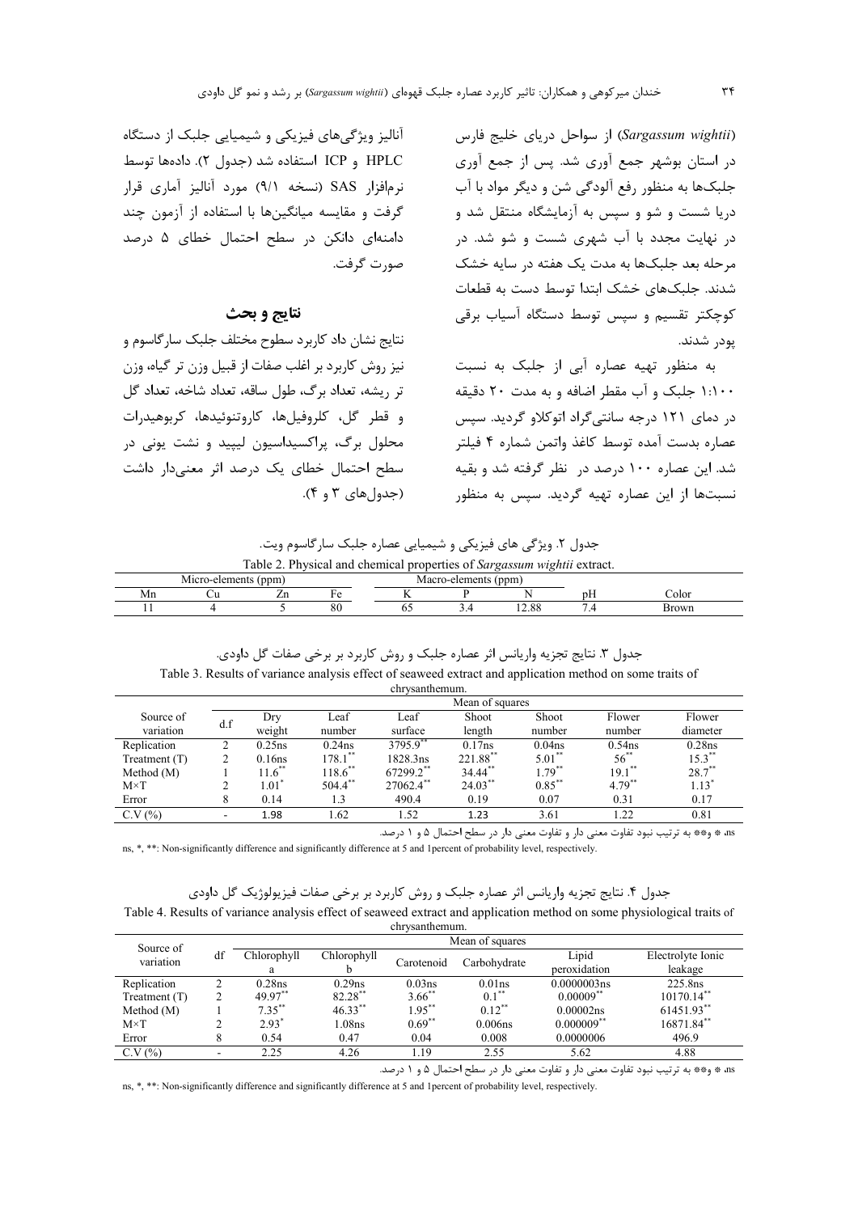(*Sargassum wightii*) از سواحل دریای خلیج فارس در استان بوشهر جمع آوری شد. پس از جمع آوری جلبک‌ها به منظور رفع آلودگی شن و دیگر مواد با آب دریا شست و شو و سپس به آزمایشگاه منتقل شد و در نهایت مجدد با آب شهری شست و شو شد. در مرحله بعد جلبک‌ها به مدت یک هفته در سایه خشک شدند. جلبک‌های خشک ابتدا توسط دست به قطعات کوچکتر تقسیم و سپس توسط دستگاه آسیاب برقی پودر شدند.

به منظور تهیه عصاره آبی از جلبک به نسبت ۱:۱۰۰ جلبک و آب مقطر اضافه و به مدت ۲۰ دقیقه در دمای ۱۲۱ درجه سانتی‌گراد اتوکلاو گردید. سپس عصاره بدست آمده توسط کاغذ واتمن شماره ۴ فیلتر شد. این عصاره ۱۰۰ درصد در نظر گرفته شد و بقیه نسبت‌ها از این عصاره تهیه گردید. سپس به منظور آنالیز ویژگی‌های فیزیکی و شیمیایی جلبک از دستگاه HPLC و ICP استفاده شد (جدول ۲). داده‌ها توسط نرم‌افزار SAS (نسخه ۹/۱) مورد آنالیز آماری قرار گرفت و مقایسه میانگین‌ها با استفاده از آزمون چند دامنه‌ای دانکن در سطح احتمال خطای ۵ درصد صورت گرفت.

## نتایج و بحث

نتایج نشان داد کاربرد سطوح مختلف جلبک سارگاسوم و نیز روش کاربرد بر اغلب صفات از قبیل وزن تر گیاه، وزن تر ریشه، تعداد برگ، طول ساقه، تعداد شاخه، تعداد گل و قطر گل، کلروفیل‌ها، کاروتنوئیدها، کربوهیدرات محلول برگ، پراکسیداسیون لیپید و نشت یونی در سطح احتمال خطای یک درصد اثر معنی‌دار داشت (جدول‌های ۳ و ۴).

جدول ۲. ویژگی های فیزیکی و شیمیایی عصاره جلبک سارگاسوم ویت.

Table 2. Physical and chemical properties of *Sargassum wightii* extract.

| Micro-elements (ppm) | | | | Macro-elements (ppm) | | | | |
|---|---|---|---|---|---|---|---|---|
| Mn | Cu | Zn | Fe | K | P | N | pH | Color |
| 11 | 4 | 5 | 80 | 65 | 3.4 | 12.88 | 7.4 | Brown |

جدول ۳. نتایج تجزیه واریانس اثر عصاره جلبک و روش کاربرد بر برخی صفات گل داودی.

Table 3. Results of variance analysis effect of seaweed extract and application method on some traits of chrysanthemum.

| Source of variation | d.f | Mean of squares | | | | | | |
|---|---|---|---|---|---|---|---|---|
| | | Dry weight | Leaf number | Leaf surface | Shoot length | Shoot number | Flower number | Flower diameter |
| Replication | 2 | 0.25ns | 0.24ns | 3795.9** | 0.17ns | 0.04ns | 0.54ns | 0.28ns |
| Treatment (T) | 2 | 0.16ns | 178.1** | 1828.3ns | 221.88** | 5.01** | 56** | 15.3** |
| Method (M) | 1 | 11.6** | 118.6** | 67299.2** | 34.44** | 1.79** | 19.1** | 28.7** |
| M×T | 2 | 1.01* | 504.4** | 27062.4** | 24.03** | 0.85** | 4.79** | 1.13* |
| Error | 8 | 0.14 | 1.3 | 490.4 | 0.19 | 0.07 | 0.31 | 0.17 |
| C.V (%) | - | 1.98 | 1.62 | 1.52 | 1.23 | 3.61 | 1.22 | 0.81 |

ns، * و** به ترتیب نبود تفاوت معنی دار و تفاوت معنی دار در سطح احتمال ۵ و ۱ درصد.

ns, *, **: Non-significantly difference and significantly difference at 5 and 1percent of probability level, respectively.

جدول ۴. نتایج تجزیه واریانس اثر عصاره جلبک و روش کاربرد بر برخی صفات فیزیولوژیک گل داودی

Table 4. Results of variance analysis effect of seaweed extract and application method on some physiological traits of chrysanthemum.

| Source of variation | df | Mean of squares | | | | | |
|---|---|---|---|---|---|---|---|
| | | Chlorophyll a | Chlorophyll b | Carotenoid | Carbohydrate | Lipid peroxidation | Electrolyte Ionic leakage |
| Replication | 2 | 0.28ns | 0.29ns | 0.03ns | 0.01ns | 0.0000003ns | 225.8ns |
| Treatment (T) | 2 | 49.97** | 82.28** | 3.66** | 0.1** | 0.00009** | 10170.14** |
| Method (M) | 1 | 7.35** | 46.33** | 1.95** | 0.12** | 0.00002ns | 61451.93** |
| M×T | 2 | 2.93* | 1.08ns | 0.69** | 0.006ns | 0.000009** | 16871.84** |
| Error | 8 | 0.54 | 0.47 | 0.04 | 0.008 | 0.0000006 | 496.9 |
| C.V (%) | - | 2.25 | 4.26 | 1.19 | 2.55 | 5.62 | 4.88 |

ns، * و** به ترتیب نبود تفاوت معنی دار و تفاوت معنی دار در سطح احتمال ۵ و ۱ درصد.

ns, *, **: Non-significantly difference and significantly difference at 5 and 1percent of probability level, respectively.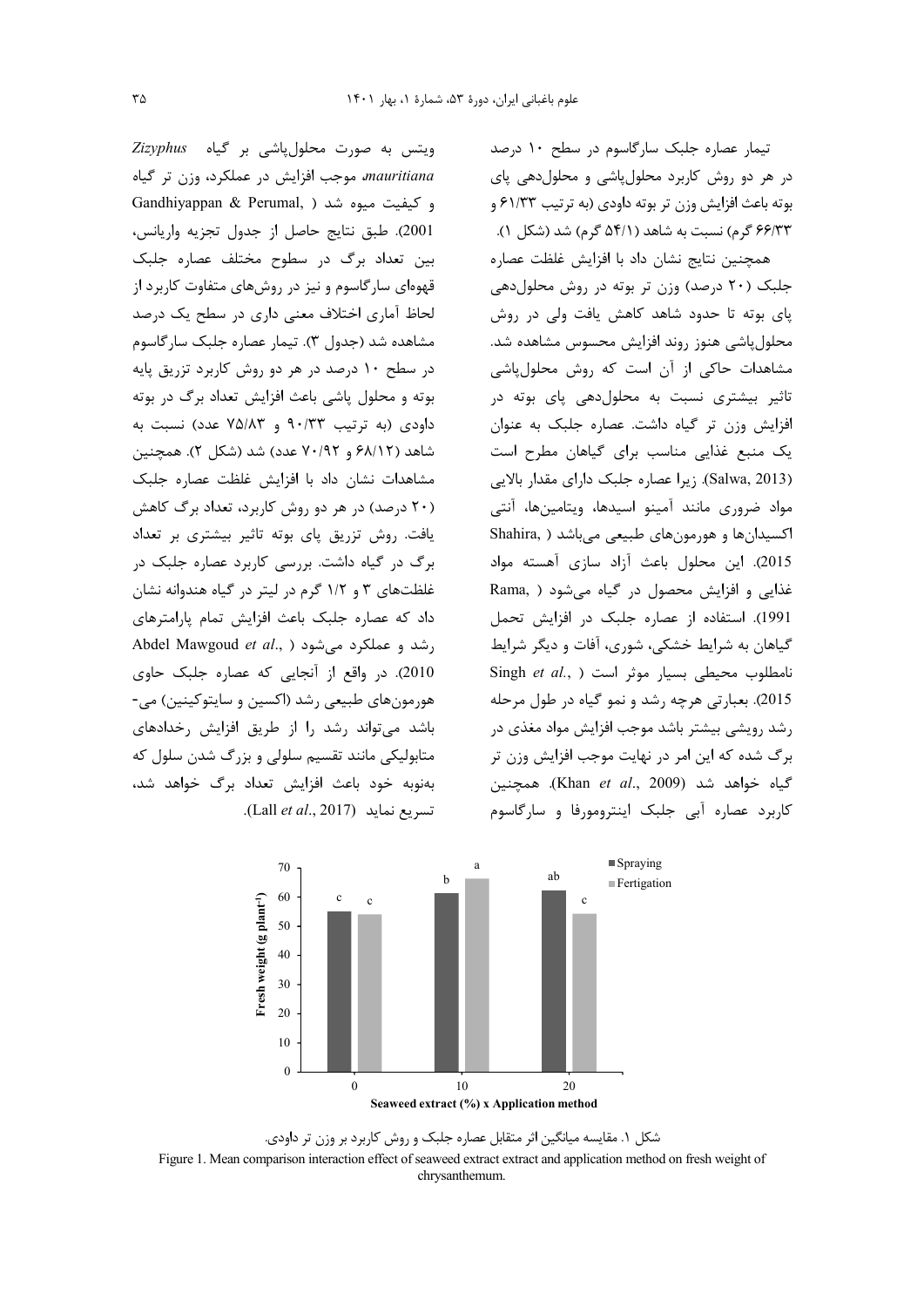تیمار عصاره جلبک سارگاسوم در سطح ۱۰ درصد در هر دو روش کاربرد محلول‌پاشی و محلول‌دهی پای بوته باعث افزایش وزن تر بوته داودی (به ترتیب ۶۱/۳۳ و ۶۶/۳۳ گرم) نسبت به شاهد (۵۴/۱ گرم) شد (شکل ۱).

همچنین نتایج نشان داد با افزایش غلظت عصاره جلبک (۲۰ درصد) وزن تر بوته در روش محلول‌دهی پای بوته تا حدود شاهد کاهش یافت ولی در روش محلول‌پاشی هنوز روند افزایش محسوس مشاهده شد. مشاهدات حاکی از آن است که روش محلول‌پاشی تاثیر بیشتری نسبت به محلول‌دهی پای بوته در افزایش وزن تر گیاه داشت. عصاره جلبک به عنوان یک منبع غذایی مناسب برای گیاهان مطرح است (Salwa, 2013). زیرا عصاره جلبک دارای مقدار بالایی مواد ضروری مانند آمینو اسیدها، ویتامین‌ها، آنتی اکسیدان‌ها و هورمون‌های طبیعی می‌باشد (Shahira, 2015). این محلول باعث آزاد سازی آهسته مواد غذایی و افزایش محصول در گیاه می‌شود (Rama, 1991). استفاده از عصاره جلبک در افزایش تحمل گیاهان به شرایط خشکی، شوری، آفات و دیگر شرایط نامطلوب محیطی بسیار موثر است (Singh *et al.*, 2015). بعبارتی هرچه رشد و نمو گیاه در طول مرحله رشد رویشی بیشتر باشد موجب افزایش مواد مغذی در برگ شده که این امر در نهایت موجب افزایش وزن تر گیاه خواهد شد (Khan *et al.*, 2009). همچنین کاربرد عصاره آبی جلبک اینترومورفا و سارگاسوم ویتس به صورت محلول‌پاشی بر گیاه *Zizyphus mauritiana*، موجب افزایش در عملکرد، وزن تر گیاه و کیفیت میوه شد (Gandhiyappan & Perumal, 2001). طبق نتایج حاصل از جدول تجزیه واریانس، بین تعداد برگ در سطوح مختلف عصاره جلبک قهوه‌ای سارگاسوم و نیز در روش‌های متفاوت کاربرد از لحاظ آماری اختلاف معنی داری در سطح یک درصد مشاهده شد (جدول ۳). تیمار عصاره جلبک سارگاسوم در سطح ۱۰ درصد در هر دو روش کاربرد تزریق پایه بوته و محلول پاشی باعث افزایش تعداد برگ در بوته داودی (به ترتیب ۹۰/۳۳ و ۷۵/۸۳ عدد) نسبت به شاهد (۶۸/۱۲ و ۷۰/۹۲ عدد) شد (شکل ۲). همچنین مشاهدات نشان داد با افزایش غلظت عصاره جلبک (۲۰ درصد) در هر دو روش کاربرد، تعداد برگ کاهش یافت. روش تزریق پای بوته تاثیر بیشتری بر تعداد برگ در گیاه داشت. بررسی کاربرد عصاره جلبک در غلظت‌های ۳ و ۱/۲ گرم در لیتر در گیاه هندوانه نشان داد که عصاره جلبک باعث افزایش تمام پارامترهای رشد و عملکرد می‌شود (Abdel Mawgoud *et al.*, 2010). در واقع از آنجایی که عصاره جلبک حاوی هورمون‌های طبیعی رشد (اکسین و سایتوکینین) می‌باشد می‌تواند رشد را از طریق افزایش رخدادهای متابولیکی مانند تقسیم سلولی و بزرگ شدن سلول که به‌نوبه خود باعث افزایش تعداد برگ خواهد شد، تسریع نماید (Lall *et al.*, 2017).

شکل ۱. مقایسه میانگین اثر متقابل عصاره جلبک و روش کاربرد بر وزن تر داودی.

Figure 1. Mean comparison interaction effect of seaweed extract extract and application method on fresh weight of chrysanthemum.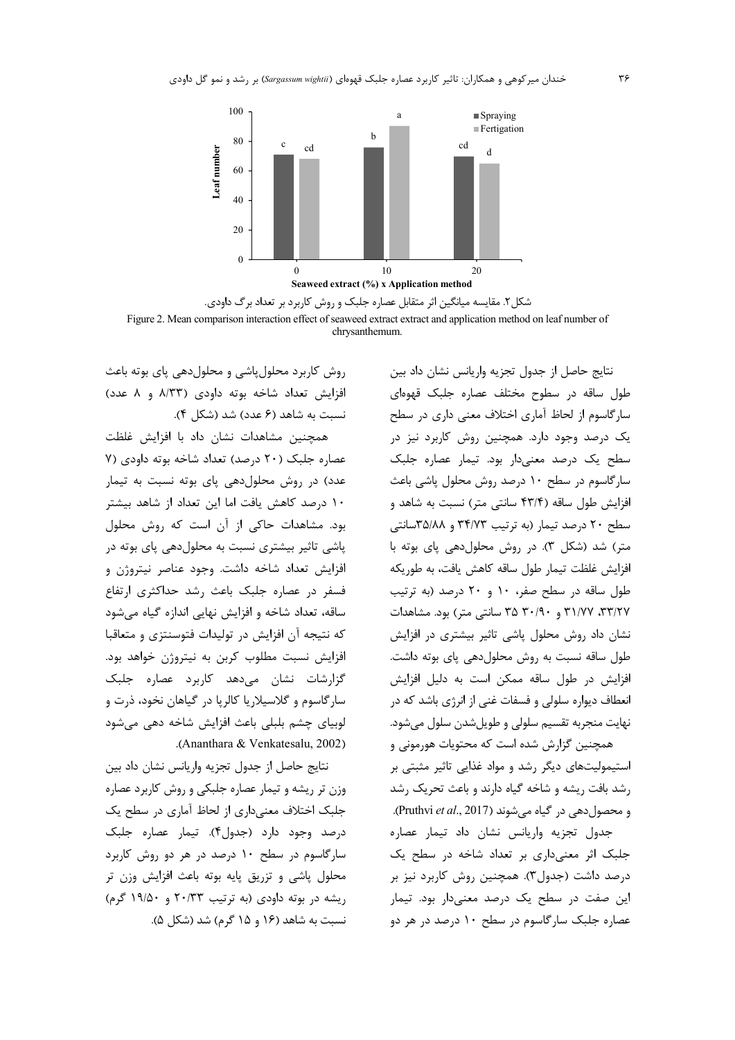شکل۲. مقایسه میانگین اثر متقابل عصاره جلبک و روش کاربرد بر تعداد برگ داوودی.

Figure 2. Mean comparison interaction effect of seaweed extract extract and application method on leaf number of chrysanthemum.

نتایج حاصل از جدول تجزیه واریانس نشان داد بین طول ساقه در سطوح مختلف عصاره جلبک قهوه‌ای سارگاسوم از لحاظ آماری اختلاف معنی داری در سطح یک درصد وجود دارد. همچنین روش کاربرد نیز در سطح یک درصد معنی‌دار بود. تیمار عصاره جلبک سارگاسوم در سطح ۱۰ درصد روش محلول پاشی باعث افزایش طول ساقه (۴۳/۴ سانتی متر) نسبت به شاهد و سطح ۲۰ درصد تیمار (به ترتیب ۳۴/۷۳ و ۳۵/۸۸سانتی متر) شد (شکل ۳). در روش محلول‌دهی پای بوته با افزایش غلظت تیمار طول ساقه کاهش یافت، به طوریکه طول ساقه در سطح صفر، ۱۰ و ۲۰ درصد (به ترتیب ۳۳/۲۷، ۳۱/۷۷ و ۳۰/۹۰ ۳۵ سانتی متر) بود. مشاهدات نشان داد روش محلول پاشی تاثیر بیشتری در افزایش طول ساقه نسبت به روش محلول‌دهی پای بوته داشت. افزایش در طول ساقه ممکن است به دلیل افزایش انعطاف دیواره سلولی و فسفات غنی از انرژی باشد که در نهایت منجربه تقسیم سلولی و طویل‌شدن سلول می‌شود. همچنین گزارش شده است که محتویات هورمونی و استیمولیت‌های دیگر رشد و مواد غذایی تاثیر مثبتی بر رشد بافت ریشه و شاخه گیاه دارند و باعث تحریک رشد و محصول‌دهی در گیاه می‌شوند (Pruthvi *et al*., 2017).

جدول تجزیه واریانس نشان داد تیمار عصاره جلبک اثر معنی‌داری بر تعداد شاخه در سطح یک درصد داشت (جدول۳). همچنین روش کاربرد نیز بر این صفت در سطح یک درصد معنی‌دار بود. تیمار عصاره جلبک سارگاسوم در سطح ۱۰ درصد در هر دو روش کاربرد محلول‌پاشی و محلول‌دهی پای بوته باعث افزایش تعداد شاخه بوته داوودی (۸/۳۳ و ۸ عدد) نسبت به شاهد (۶ عدد) شد (شکل ۴).

همچنین مشاهدات نشان داد با افزایش غلظت عصاره جلبک (۲۰ درصد) تعداد شاخه بوته داوودی (۷ عدد) در روش محلول‌دهی پای بوته نسبت به تیمار ۱۰ درصد کاهش یافت اما این تعداد از شاهد بیشتر بود. مشاهدات حاکی از آن است که روش محلول پاشی تاثیر بیشتری نسبت به محلول‌دهی پای بوته در افزایش تعداد شاخه داشت. وجود عناصر نیتروژن و فسفر در عصاره جلبک باعث رشد حداکثری ارتفاع ساقه، تعداد شاخه و افزایش نهایی اندازه گیاه می‌شود که نتیجه آن افزایش در تولیدات فتوسنتزی و متعاقبا افزایش نسبت مطلوب کربن به نیتروژن خواهد بود. گزارشات نشان می‌دهد کاربرد عصاره جلبک سارگاسوم و گلاسیلاریا کالرپا در گیاهان نخود، ذرت و لوبیای چشم بلبلی باعث افزایش شاخه دهی می‌شود (Ananthara & Venkatesalu, 2002).

نتایج حاصل از جدول تجزیه واریانس نشان داد بین وزن تر ریشه و تیمار عصاره جلبکی و روش کاربرد عصاره جلبک اختلاف معنی‌داری از لحاظ آماری در سطح یک درصد وجود دارد (جدول۴). تیمار عصاره جلبک سارگاسوم در سطح ۱۰ درصد در هر دو روش کاربرد محلول پاشی و تزریق پایه بوته باعث افزایش وزن تر ریشه در بوته داوودی (به ترتیب ۲۰/۳۳ و ۱۹/۵۰ گرم) نسبت به شاهد (۱۶ و ۱۵ گرم) شد (شکل ۵).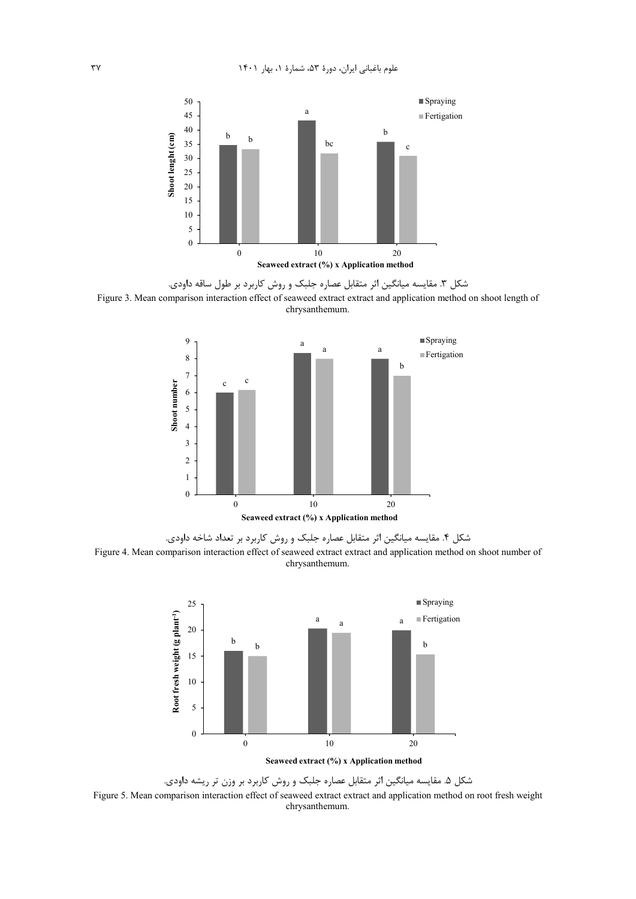شکل ۳. مقایسه میانگین اثر متقابل عصاره جلبک و روش کاربرد بر طول ساقه داودی.

Figure 3. Mean comparison interaction effect of seaweed extract extract and application method on shoot length of chrysanthemum.

شکل ۴. مقایسه میانگین اثر متقابل عصاره جلبک و روش کاربرد بر تعداد شاخه داودی.

Figure 4. Mean comparison interaction effect of seaweed extract extract and application method on shoot number of chrysanthemum.

شکل ۵. مقایسه میانگین اثر متقابل عصاره جلبک و روش کاربرد بر وزن تر ریشه داودی.

Figure 5. Mean comparison interaction effect of seaweed extract extract and application method on root fresh weight chrysanthemum.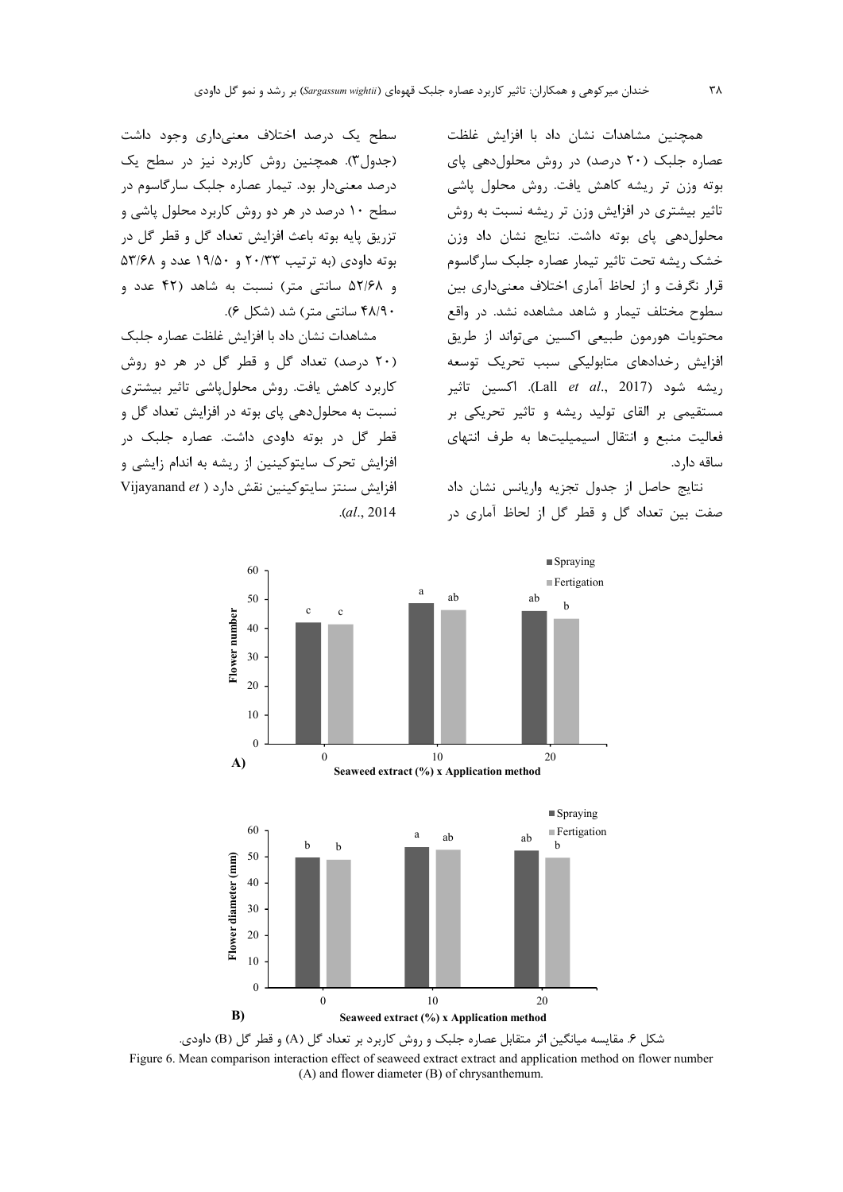همچنین مشاهدات نشان داد با افزایش غلظت عصاره جلبک (۲۰ درصد) در روش محلول‌دهی پای بوته وزن تر ریشه کاهش یافت. روش محلول پاشی تاثیر بیشتری در افزایش وزن تر ریشه نسبت به روش محلول‌دهی پای بوته داشت. نتایج نشان داد وزن خشک ریشه تحت تاثیر تیمار عصاره جلبک سارگاسوم قرار نگرفت و از لحاظ آماری اختلاف معنی‌داری بین سطوح مختلف تیمار و شاهد مشاهده نشد. در واقع محتویات هورمون طبیعی اکسین می‌تواند از طریق افزایش رخدادهای متابولیکی سبب تحریک توسعه ریشه شود (Lall *et al*., 2017). اکسین تاثیر مستقیمی بر القای تولید ریشه و تاثیر تحریکی بر فعالیت منبع و انتقال اسیمیلیت‌ها به طرف انتهای ساقه دارد.

نتایج حاصل از جدول تجزیه واریانس نشان داد صفت بین تعداد گل و قطر گل از لحاظ آماری در سطح یک درصد اختلاف معنی‌داری وجود داشت (جدول۳). همچنین روش کاربرد نیز در سطح یک درصد معنی‌دار بود. تیمار عصاره جلبک سارگاسوم در سطح ۱۰ درصد در هر دو روش کاربرد محلول پاشی و تزریق پایه بوته باعث افزایش تعداد گل و قطر گل در بوته داودی (به ترتیب ۲۰/۳۳ و ۱۹/۵۰ عدد و ۵۳/۶۸ و ۵۲/۶۸ سانتی متر) نسبت به شاهد (۴۲ عدد و ۴۸/۹۰ سانتی متر) شد (شکل ۶).

مشاهدات نشان داد با افزایش غلظت عصاره جلبک (۲۰ درصد) تعداد گل و قطر گل در هر دو روش کاربرد کاهش یافت. روش محلول‌پاشی تاثیر بیشتری نسبت به محلول‌دهی پای بوته در افزایش تعداد گل و قطر گل در بوته داودی داشت. عصاره جلبک در افزایش تحرک سایتوکینین از ریشه به اندام زایشی و افزایش سنتز سایتوکینین نقش دارد (Vijayanand *et al*., 2014).

شکل ۶. مقایسه میانگین اثر متقابل عصاره جلبک و روش کاربرد بر تعداد گل (A) و قطر گل (B) داودی.

Figure 6. Mean comparison interaction effect of seaweed extract extract and application method on flower number (A) and flower diameter (B) of chrysanthemum.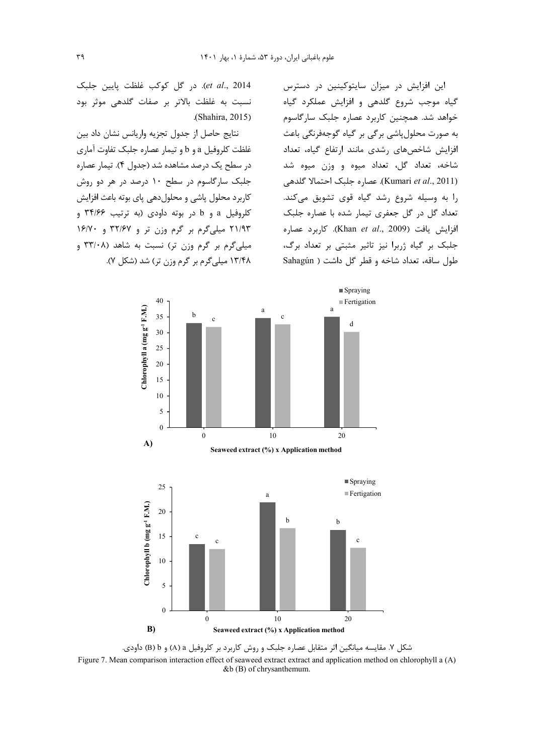این افزایش در میزان سایتوکینین در دسترس گیاه موجب شروع گلدهی و افزایش عملکرد گیاه خواهد شد. همچنین کاربرد عصاره جلبک سارگاسوم به صورت محلول‌پاشی برگی بر گیاه گوجه‌فرنگی باعث افزایش شاخص‌های رشدی مانند ارتفاع گیاه، تعداد شاخه، تعداد گل، تعداد میوه و وزن میوه شد (Kumari *et al*., 2011). عصاره جلبک احتمالا گلدهی را به وسیله شروع رشد گیاه قوی تشویق می‌کند. تعداد گل در گل جعفری تیمار شده با عصاره جلبک افزایش یافت (Khan *et al*., 2009). کاربرد عصاره جلبک بر گیاه ژربرا نیز تاثیر مثبتی بر تعداد برگ، طول ساقه، تعداد شاخه و قطر گل داشت ( Sahagún *et al*., 2014). در گل کوکب غلظت پایین جلبک نسبت به غلظت بالاتر بر صفات گلدهی موثر بود (Shahira, 2015).

نتایج حاصل از جدول تجزیه واریانس نشان داد بین غلظت کلروفیل a و b و تیمار عصاره جلبک تفاوت آماری در سطح یک درصد مشاهده شد (جدول ۴). تیمار عصاره جلبک سارگاسوم در سطح ۱۰ درصد در هر دو روش کاربرد محلول پاشی و محلول‌دهی پای بوته باعث افزایش کلروفیل a و b در بوته داودی (به ترتیب ۳۴/۶۶ و ۲۱/۹۳ میلی‌گرم بر گرم وزن تر و ۳۲/۶۷ و ۱۶/۷۰ میلی‌گرم بر گرم وزن تر) نسبت به شاهد (۳۳/۰۸ و ۱۳/۴۸ میلی‌گرم بر گرم وزن تر) شد (شکل ۷).

شکل ۷. مقایسه میانگین اثر متقابل عصاره جلبک و روش کاربرد بر کلروفیل a (A) و b (B) داودی.

Figure 7. Mean comparison interaction effect of seaweed extract extract and application method on chlorophyll a (A) &b (B) of chrysanthemum.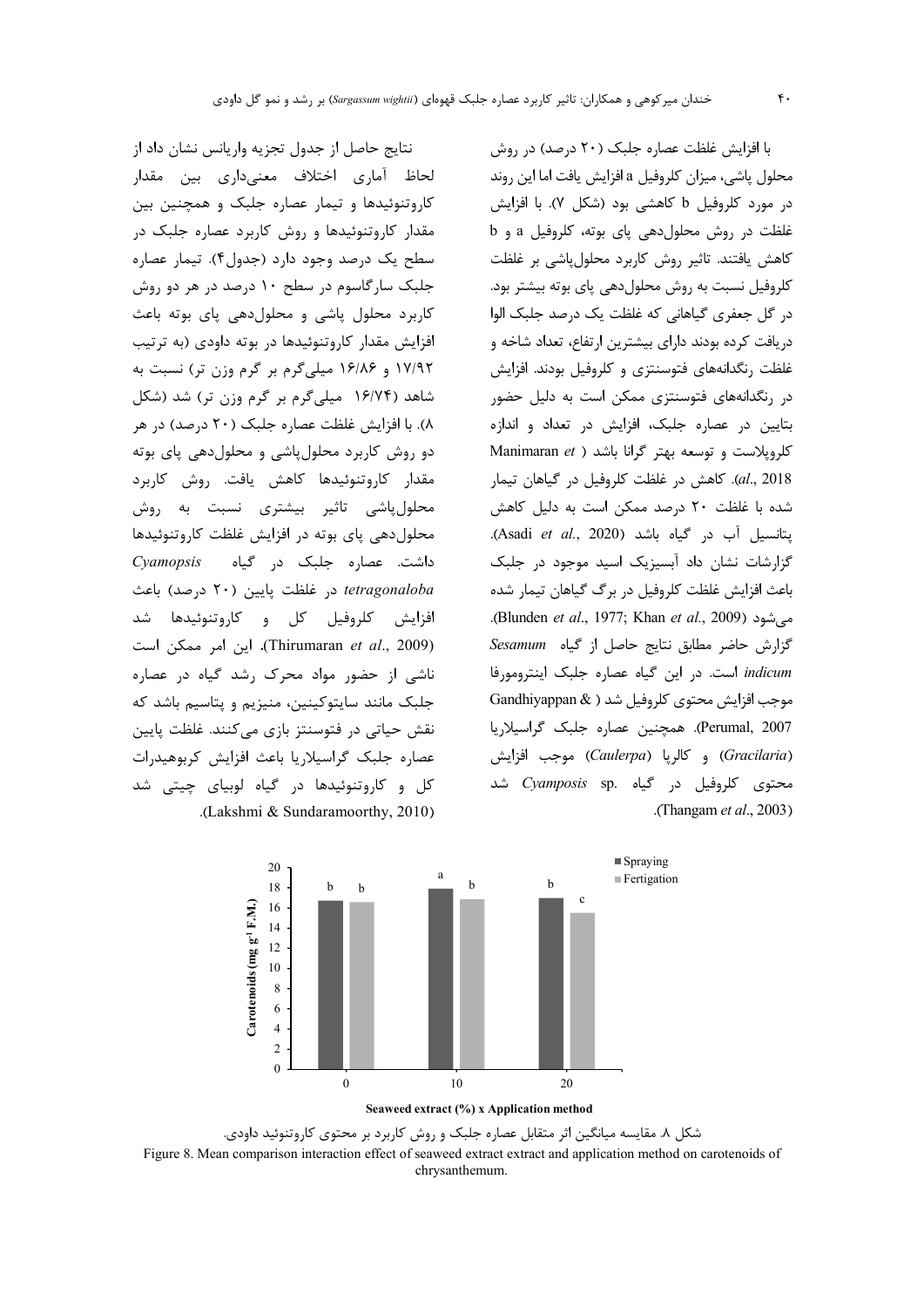با افزایش غلظت عصاره جلبک (۲۰ درصد) در روش محلول پاشی، میزان کلروفیل a افزایش یافت اما این روند در مورد کلروفیل b کاهشی بود (شکل ۷). با افزایش غلظت در روش محلول‌دهی پای بوته، کلروفیل a و b کاهش یافتند. تاثیر روش کاربرد محلول‌پاشی بر غلظت کلروفیل نسبت به روش محلول‌دهی پای بوته بیشتر بود. در گل جعفری گیاهانی که غلظت یک درصد جلبک الوا دریافت کرده بودند دارای بیشترین ارتفاع، تعداد شاخه و غلظت رنگدانه‌های فتوسنتزی و کلروفیل بودند. افزایش در رنگدانه‌های فتوسنتزی ممکن است به دلیل حضور بتایین در عصاره جلبک، افزایش در تعداد و اندازه کلروپلاست و توسعه بهتر گرانا باشد (Manimaran *et al*., 2018). کاهش در غلظت کلروفیل در گیاهان تیمار شده با غلظت ۲۰ درصد ممکن است به دلیل کاهش پتانسیل آب در گیاه باشد (Asadi *et al*., 2020). گزارشات نشان داد آبسیزیک اسید موجود در جلبک باعث افزایش غلظت کلروفیل در برگ گیاهان تیمار شده می‌شود (Blunden *et al*., 1977; Khan *et al*., 2009). گزارش حاضر مطابق نتایج حاصل از گیاه *Sesamum indicum* است. در این گیاه عصاره جلبک اینترومورفا موجب افزایش محتوی کلروفیل شد (Gandhiyappan & Perumal, 2007). همچنین عصاره جلبک گراسیلاریا (*Gracilaria*) و کالرپا (*Caulerpa*) موجب افزایش محتوی کلروفیل در گیاه *Cyamposis* sp. شد (Thangam *et al*., 2003).

نتایج حاصل از جدول تجزیه واریانس نشان داد از لحاظ آماری اختلاف معنی‌داری بین مقدار کاروتنوئیدها و تیمار عصاره جلبک و همچنین بین مقدار کاروتنوئیدها و روش کاربرد عصاره جلبک در سطح یک درصد وجود دارد (جدول۴). تیمار عصاره جلبک سارگاسوم در سطح ۱۰ درصد در هر دو روش کاربرد محلول پاشی و محلول‌دهی پای بوته باعث افزایش مقدار کاروتنوئیدها در بوته داودی (به ترتیب ۱۷/۹۲ و ۱۶/۸۶ میلی‌گرم بر گرم وزن تر) نسبت به شاهد (۱۶/۷۴ میلی‌گرم بر گرم وزن تر) شد (شکل ۸). با افزایش غلظت عصاره جلبک (۲۰ درصد) در هر دو روش کاربرد محلول‌پاشی و محلول‌دهی پای بوته مقدار کاروتنوئیدها کاهش یافت. روش کاربرد محلول‌پاشی تاثیر بیشتری نسبت به روش محلول‌دهی پای بوته در افزایش غلظت کاروتنوئیدها داشت. عصاره جلبک در گیاه *Cyamopsis tetragonaloba* در غلظت پایین (۲۰ درصد) باعث افزایش کلروفیل کل و کاروتنوئیدها شد (Thirumaran *et al*., 2009). این امر ممکن است ناشی از حضور مواد محرک رشد گیاه در عصاره جلبک مانند سایتوکینین، منیزیم و پتاسیم باشد که نقش حیاتی در فتوسنتز بازی می‌کنند. غلظت پایین عصاره جلبک گراسیلاریا باعث افزایش کربوهیدرات کل و کاروتنوئیدها در گیاه لوبیای چیتی شد (Lakshmi & Sundaramoorthy, 2010).

شکل ۸. مقایسه میانگین اثر متقابل عصاره جلبک و روش کاربرد بر محتوی کاروتنوئید داودی.

Figure 8. Mean comparison interaction effect of seaweed extract extract and application method on carotenoids of chrysanthemum.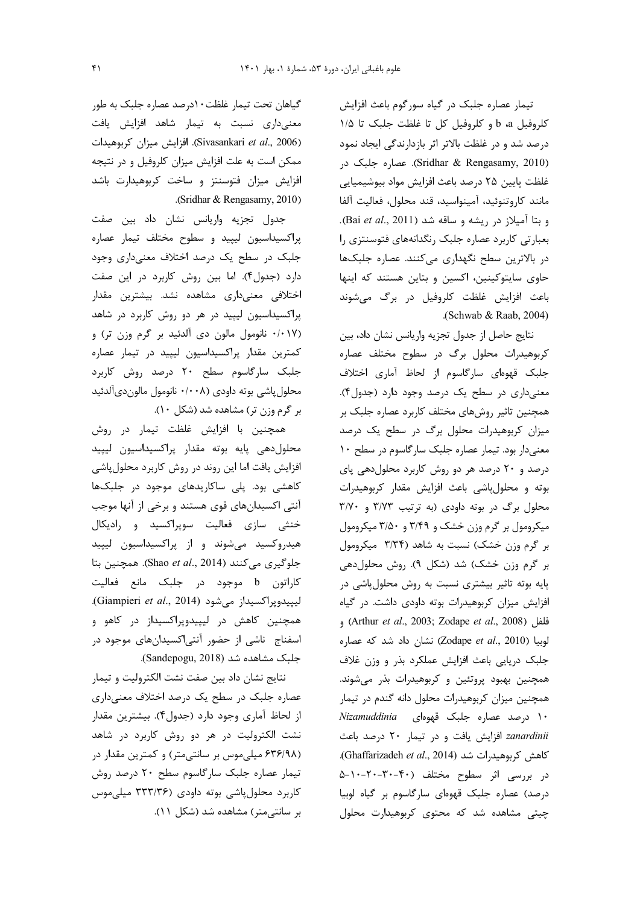تیمار عصاره جلبک در گیاه سورگوم باعث افزایش کلروفیل a، b و کلروفیل کل تا غلظت جلبک تا ۱/۵ درصد شد و در غلظت بالاتر اثر بازدارندگی ایجاد نمود (Sridhar & Rengasamy, 2010). عصاره جلبک در غلظت پایین ۲۵ درصد باعث افزایش مواد بیوشیمیایی مانند کاروتنوئید، آمینواسید، قند محلول، فعالیت آلفا و بتا آمیلاز در ریشه و ساقه شد (Bai *et al*., 2011). بعبارتی کاربرد عصاره جلبک رنگدانه‌های فتوسنتزی را در بالاترین سطح نگهداری می‌کنند. عصاره جلبک‌ها حاوی سایتوکینین، اکسین و بتاین هستند که اینها باعث افزایش غلظت کلروفیل در برگ می‌شوند (Schwab & Raab, 2004).

نتایج حاصل از جدول تجزیه واریانس نشان داد، بین کربوهیدرات محلول برگ در سطوح مختلف عصاره جلبک قهوه‌ای سارگاسوم از لحاظ آماری اختلاف معنی‌داری در سطح یک درصد وجود دارد (جدول۴). همچنین تاثیر روش‌های مختلف کاربرد عصاره جلبک بر میزان کربوهیدرات محلول برگ در سطح یک درصد معنی‌دار بود. تیمار عصاره جلبک سارگاسوم در سطح ۱۰ درصد و ۲۰ درصد هر دو روش کاربرد محلول‌دهی پای بوته و محلول‌پاشی باعث افزایش مقدار کربوهیدرات محلول برگ در بوته داودی (به ترتیب ۳/۷۳ و ۳/۷۰ میکرومول بر گرم وزن خشک و ۳/۴۹ و ۳/۵۰ میکرومول بر گرم وزن خشک) نسبت به شاهد (۳/۳۴ میکرومول بر گرم وزن خشک) شد (شکل ۹). روش محلول‌دهی پایه بوته تاثیر بیشتری نسبت به روش محلول‌پاشی در افزایش میزان کربوهیدرات بوته داودی داشت. در گیاه فلفل (Arthur *et al*., 2003; Zodape *et al*., 2008) و لوبیا (Zodape *et al*., 2010) نشان داد شد که عصاره جلبک دریایی باعث افزایش عملکرد بذر و وزن غلاف همچنین بهبود پروتئین و کربوهیدرات بذر می‌شوند. همچنین میزان کربوهیدرات محلول دانه گندم در تیمار ۱۰ درصد عصاره جلبک قهوه‌ای *Nizamuddinia zanardinii* افزایش یافت و در تیمار ۲۰ درصد باعث کاهش کربوهیدرات شد (Ghaffarizadeh *et al*., 2014). در بررسی اثر سطوح مختلف (۴۰-۳۰-۲۰-۱۰-۵ درصد) عصاره جلبک قهوه‌ای سارگاسوم بر گیاه لوبیا چیتی مشاهده شد که محتوی کربوهیدارت محلول گیاهان تحت تیمار غلظت۱۰درصد عصاره جلبک به طور معنی‌داری نسبت به تیمار شاهد افزایش یافت (Sivasankari *et al*., 2006). افزایش میزان کربوهیدات ممکن است به علت افزایش میزان کلروفیل و در نتیجه افزایش میزان فتوسنتز و ساخت کربوهیدارت باشد (Sridhar & Rengasamy, 2010).

جدول تجزیه واریانس نشان داد بین صفت پراکسیداسیون لیپید و سطوح مختلف تیمار عصاره جلبک در سطح یک درصد اختلاف معنی‌داری وجود دارد (جدول۴). اما بین روش کاربرد در این صفت اختلافی معنی‌داری مشاهده نشد. بیشترین مقدار پراکسیداسیون لیپید در هر دو روش کاربرد در شاهد (۰/۰۱۷ نانومول مالون دی آلدئید بر گرم وزن تر) و کمترین مقدار پراکسیداسیون لیپید در تیمار عصاره جلبک سارگاسوم سطح ۲۰ درصد روش کاربرد محلول‌پاشی بوته داودی (۰/۰۰۸ نانومول مالون‌دی‌آلدئید بر گرم وزن تر) مشاهده شد (شکل ۱۰).

همچنین با افزایش غلظت تیمار در روش محلول‌دهی پایه بوته مقدار پراکسیداسیون لیپید افزایش یافت اما این روند در روش کاربرد محلول‌پاشی کاهشی بود. پلی ساکاریدهای موجود در جلبک‌ها آنتی اکسیدان‌های قوی هستند و برخی از آنها موجب خنثی سازی فعالیت سوپراکسید و رادیکال هیدروکسید می‌شوند و از پراکسیداسیون لیپید جلوگیری می‌کنند (Shao *et al*., 2014). همچنین بتا کاراتون b موجود در جلبک مانع فعالیت لیپیدوپراکسیداز می‌شود (Giampieri *et al*., 2014). همچنین کاهش در لیپیدوپراکسیداز در کاهو و اسفناج ناشی از حضور آنتی‌اکسیدان‌های موجود در جلبک مشاهده شد (Sandepogu, 2018).

نتایج نشان داد بین صفت نشت الکترولیت و تیمار عصاره جلبک در سطح یک درصد اختلاف معنی‌داری از لحاظ آماری وجود دارد (جدول۴). بیشترین مقدار نشت الکترولیت در هر دو روش کاربرد در شاهد (۶۳۶/۹۸ میلی‌موس بر سانتی‌متر) و کمترین مقدار در تیمار عصاره جلبک سارگاسوم سطح ۲۰ درصد روش کاربرد محلول‌پاشی بوته داودی (۳۳۳/۳۶ میلی‌موس بر سانتی‌متر) مشاهده شد (شکل ۱۱).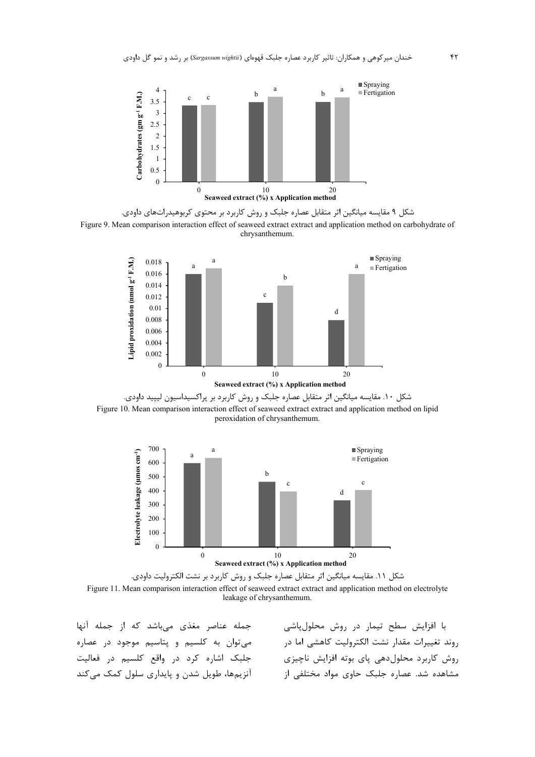شکل ۹ مقایسه میانگین اثر متقابل عصاره جلبک و روش کاربرد بر محتوی کربوهیدرات‌های داودی.

Figure 9. Mean comparison interaction effect of seaweed extract extract and application method on carbohydrate of chrysanthemum.

شکل ۱۰. مقایسه میانگین اثر متقابل عصاره جلبک و روش کاربرد بر پراکسیداسیون لیپید داودی.

Figure 10. Mean comparison interaction effect of seaweed extract extract and application method on lipid peroxidation of chrysanthemum.

شکل ۱۱. مقایسه میانگین اثر متقابل عصاره جلبک و روش کاربرد بر نشت الکترولیت داودی.

Figure 11. Mean comparison interaction effect of seaweed extract extract and application method on electrolyte leakage of chrysanthemum.

با افزایش سطح تیمار در روش محلول‌پاشی روند تغییرات مقدار نشت الکترولیت کاهشی اما در روش کاربرد محلول‌دهی پای بوته افزایش ناچیزی مشاهده شد. عصاره جلبک حاوی مواد مختلفی از جمله عناصر مغذی می‌باشد که از جمله آنها می‌توان به کلسیم و پتاسیم موجود در عصاره جلبک اشاره کرد در واقع کلسیم در فعالیت آنزیم‌ها، طویل شدن و پایداری سلول کمک می‌کند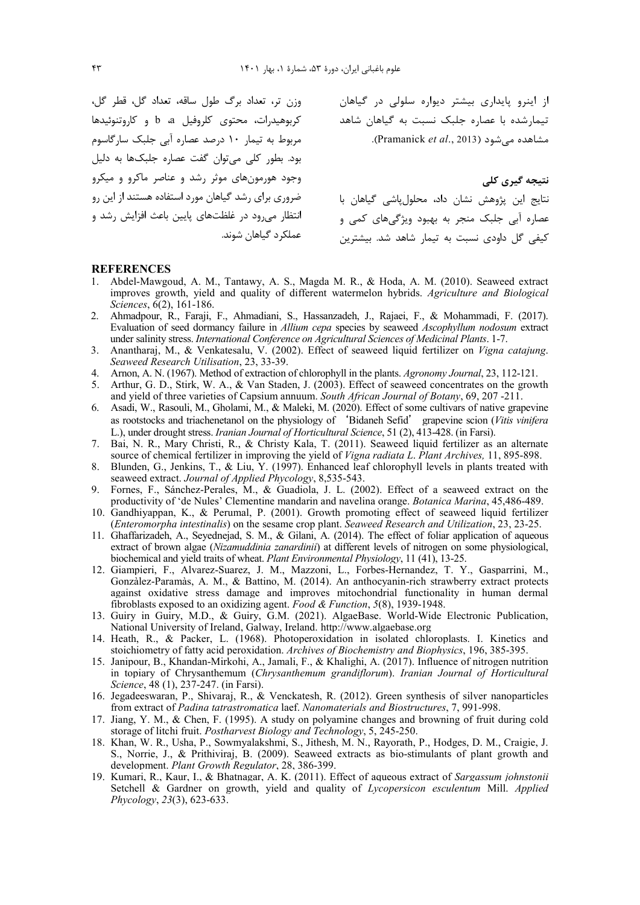از اینرو پایداری بیشتر دیواره سلولی در گیاهان تیمارشده با عصاره جلبک نسبت به گیاهان شاهد مشاهده می‌شود (Pramanick *et al*., 2013).

## نتیجه گیری کلی

نتایج این پژوهش نشان داد، محلول‌پاشی گیاهان با عصاره آبی جلبک منجر به بهبود ویژگی‌های کمی و کیفی گل داودی نسبت به تیمار شاهد شد. بیشترین وزن تر، تعداد برگ طول ساقه، تعداد گل، قطر گل، کربوهیدرات، محتوی کلروفیل a، b و کاروتنوئیدها مربوط به تیمار ۱۰ درصد عصاره آبی جلبک سارگاسوم بود. بطور کلی می‌توان گفت عصاره جلبک‌ها به دلیل وجود هورمون‌های موثر رشد و عناصر ماکرو و میکرو ضروری برای رشد گیاهان مورد استفاده هستند از این رو انتظار می‌رود در غلظت‌های پایین باعث افزایش رشد و عملکرد گیاهان شوند.

## REFERENCES

1. Abdel-Mawgoud, A. M., Tantawy, A. S., Magda M. R., & Hoda, A. M. (2010). Seaweed extract improves growth, yield and quality of different watermelon hybrids. *Agriculture and Biological Sciences*, 6(2), 161-186.
2. Ahmadpour, R., Faraji, F., Ahmadiani, S., Hassanzadeh, J., Rajaei, F., & Mohammadi, F. (2017). Evaluation of seed dormancy failure in *Allium cepa* species by seaweed *Ascophyllum nodosum* extract under salinity stress. *International Conference on Agricultural Sciences of Medicinal Plants*. 1-7.
3. Anantharaj, M., & Venkatesalu, V. (2002). Effect of seaweed liquid fertilizer on *Vigna catajung*. *Seaweed Research Utilisation*, 23, 33-39.
4. Arnon, A. N. (1967). Method of extraction of chlorophyll in the plants. *Agronomy Journal*, 23, 112-121.
5. Arthur, G. D., Stirk, W. A., & Van Staden, J. (2003). Effect of seaweed concentrates on the growth and yield of three varieties of Capsium annuum. *South African Journal of Botany*, 69, 207 -211.
6. Asadi, W., Rasouli, M., Gholami, M., & Maleki, M. (2020). Effect of some cultivars of native grapevine as rootstocks and triachenetanol on the physiology of 'Bidaneh Sefid' grapevine scion (*Vitis vinifera* L.), under drought stress. *Iranian Journal of Horticultural Science*, 51 (2), 413-428. (in Farsi).
7. Bai, N. R., Mary Christi, R., & Christy Kala, T. (2011). Seaweed liquid fertilizer as an alternate source of chemical fertilizer in improving the yield of *Vigna radiata L*. *Plant Archives,* 11, 895-898.
8. Blunden, G., Jenkins, T., & Liu, Y. (1997). Enhanced leaf chlorophyll levels in plants treated with seaweed extract. *Journal of Applied Phycology*, 8,535-543.
9. Fornes, F., Sánchez-Perales, M., & Guadiola, J. L. (2002). Effect of a seaweed extract on the productivity of 'de Nules' Clementine mandarin and navelina orange. *Botanica Marina*, 45,486-489.
10. Gandhiyappan, K., & Perumal, P. (2001). Growth promoting effect of seaweed liquid fertilizer (*Enteromorpha intestinalis*) on the sesame crop plant. *Seaweed Research and Utilization*, 23, 23-25.
11. Ghaffarizadeh, A., Seyednejad, S. M., & Gilani, A. (2014). The effect of foliar application of aqueous extract of brown algae (*Nizamuddinia zanardinii*) at different levels of nitrogen on some physiological, biochemical and yield traits of wheat. *Plant Environmental Physiology*, 11 (41), 13-25.
12. Giampieri, F., Alvarez-Suarez, J. M., Mazzoni, L., Forbes-Hernandez, T. Y., Gasparrini, M., Gonzàlez-Paramàs, A. M., & Battino, M. (2014). An anthocyanin-rich strawberry extract protects against oxidative stress damage and improves mitochondrial functionality in human dermal fibroblasts exposed to an oxidizing agent. *Food & Function*, *5*(8), 1939-1948.
13. Guiry in Guiry, M.D., & Guiry, G.M. (2021). AlgaeBase. World-Wide Electronic Publication, National University of Ireland, Galway, Ireland. http://www.algaebase.org
14. Heath, R., & Packer, L. (1968). Photoperoxidation in isolated chloroplasts. I. Kinetics and stoichiometry of fatty acid peroxidation. *Archives of Biochemistry and Biophysics*, 196, 385-395.
15. Janipour, B., Khandan-Mirkohi, A., Jamali, F., & Khalighi, A. (2017). Influence of nitrogen nutrition in topiary of Chrysanthemum (*Chrysanthemum grandiflorum*). *Iranian Journal of Horticultural Science*, 48 (1), 237-247. (in Farsi).
16. Jegadeeswaran, P., Shivaraj, R., & Venckatesh, R. (2012). Green synthesis of silver nanoparticles from extract of *Padina tatrastromatica* laef. *Nanomaterials and Biostructures*, 7, 991-998.
17. Jiang, Y. M., & Chen, F. (1995). A study on polyamine changes and browning of fruit during cold storage of litchi fruit. *Postharvest Biology and Technology*, 5, 245-250.
18. Khan, W. R., Usha, P., Sowmyalakshmi, S., Jithesh, M. N., Rayorath, P., Hodges, D. M., Craigie, J. S., Norrie, J., & Prithiviraj, B. (2009). Seaweed extracts as bio-stimulants of plant growth and development. *Plant Growth Regulator*, 28, 386-399.
19. Kumari, R., Kaur, I., & Bhatnagar, A. K. (2011). Effect of aqueous extract of *Sargassum johnstonii* Setchell & Gardner on growth, yield and quality of *Lycopersicon esculentum* Mill. *Applied Phycology*, *23*(3), 623-633.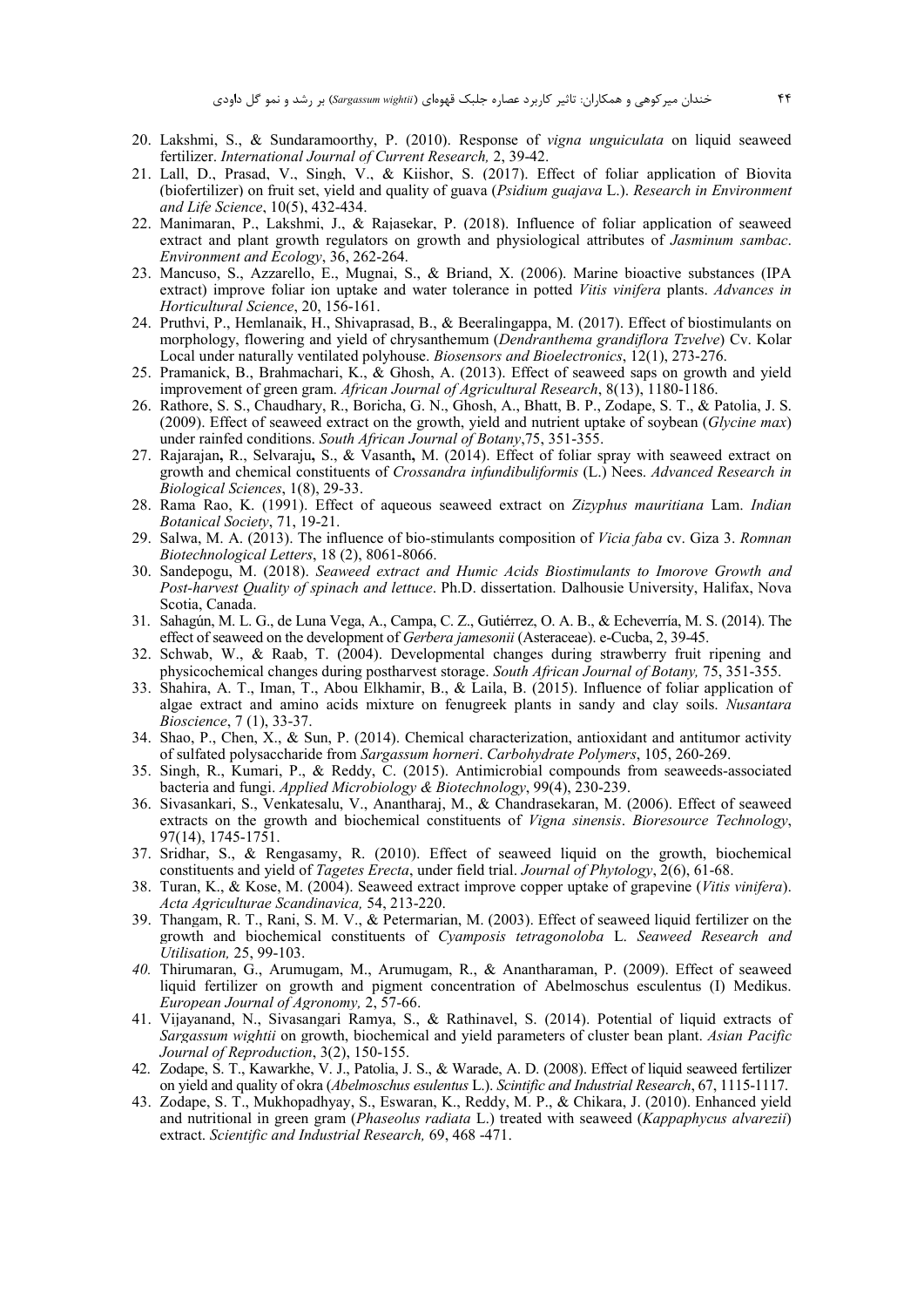20. Lakshmi, S., & Sundaramoorthy, P. (2010). Response of *vigna unguiculata* on liquid seaweed fertilizer. *International Journal of Current Research,* 2, 39-42.
21. Lall, D., Prasad, V., Singh, V., & Kiishor, S. (2017). Effect of foliar application of Biovita (biofertilizer) on fruit set, yield and quality of guava (*Psidium guajava* L.). *Research in Environment and Life Science*, 10(5), 432-434.
22. Manimaran, P., Lakshmi, J., & Rajasekar, P. (2018). Influence of foliar application of seaweed extract and plant growth regulators on growth and physiological attributes of *Jasminum sambac*. *Environment and Ecology*, 36, 262-264.
23. Mancuso, S., Azzarello, E., Mugnai, S., & Briand, X. (2006). Marine bioactive substances (IPA extract) improve foliar ion uptake and water tolerance in potted *Vitis vinifera* plants. *Advances in Horticultural Science*, 20, 156-161.
24. Pruthvi, P., Hemlanaik, H., Shivaprasad, B., & Beeralingappa, M. (2017). Effect of biostimulants on morphology, flowering and yield of chrysanthemum (*Dendranthema grandiflora Tzvelve*) Cv. Kolar Local under naturally ventilated polyhouse. *Biosensors and Bioelectronics*, 12(1), 273-276.
25. Pramanick, B., Brahmachari, K., & Ghosh, A. (2013). Effect of seaweed saps on growth and yield improvement of green gram. *African Journal of Agricultural Research*, 8(13), 1180-1186.
26. Rathore, S. S., Chaudhary, R., Boricha, G. N., Ghosh, A., Bhatt, B. P., Zodape, S. T., & Patolia, J. S. (2009). Effect of seaweed extract on the growth, yield and nutrient uptake of soybean (*Glycine max*) under rainfed conditions. *South African Journal of Botany*,75, 351-355.
27. Rajarajan**,** R., Selvaraju**,** S., & Vasanth**,** M. (2014). Effect of foliar spray with seaweed extract on growth and chemical constituents of *Crossandra infundibuliformis* (L.) Nees. *Advanced Research in Biological Sciences*, 1(8), 29-33.
28. Rama Rao, K. (1991). Effect of aqueous seaweed extract on *Zizyphus mauritiana* Lam. *Indian Botanical Society*, 71, 19-21.
29. Salwa, M. A. (2013). The influence of bio-stimulants composition of *Vicia faba* cv. Giza 3. *Romnan Biotechnological Letters*, 18 (2), 8061-8066.
30. Sandepogu, M. (2018). *Seaweed extract and Humic Acids Biostimulants to Imorove Growth and Post-harvest Quality of spinach and lettuce*. Ph.D. dissertation. Dalhousie University, Halifax, Nova Scotia, Canada.
31. Sahagún, M. L. G., de Luna Vega, A., Campa, C. Z., Gutiérrez, O. A. B., & Echeverría, M. S. (2014). The effect of seaweed on the development of *Gerbera jamesonii* (Asteraceae). e-Cucba, 2, 39-45.
32. Schwab, W., & Raab, T. (2004). Developmental changes during strawberry fruit ripening and physicochemical changes during postharvest storage. *South African Journal of Botany,* 75, 351-355.
33. Shahira, A. T., Iman, T., Abou Elkhamir, B., & Laila, B. (2015). Influence of foliar application of algae extract and amino acids mixture on fenugreek plants in sandy and clay soils. *Nusantara Bioscience*, 7 (1), 33-37.
34. Shao, P., Chen, X., & Sun, P. (2014). Chemical characterization, antioxidant and antitumor activity of sulfated polysaccharide from *Sargassum horneri*. *Carbohydrate Polymers*, 105, 260-269.
35. Singh, R., Kumari, P., & Reddy, C. (2015). Antimicrobial compounds from seaweeds-associated bacteria and fungi. *Applied Microbiology & Biotechnology*, 99(4), 230-239.
36. Sivasankari, S., Venkatesalu, V., Anantharaj, M., & Chandrasekaran, M. (2006). Effect of seaweed extracts on the growth and biochemical constituents of *Vigna sinensis*. *Bioresource Technology*, 97(14), 1745-1751.
37. Sridhar, S., & Rengasamy, R. (2010). Effect of seaweed liquid on the growth, biochemical constituents and yield of *Tagetes Erecta*, under field trial. *Journal of Phytology*, 2(6), 61-68.
38. Turan, K., & Kose, M. (2004). Seaweed extract improve copper uptake of grapevine (*Vitis vinifera*). *Acta Agriculturae Scandinavica,* 54, 213-220.
39. Thangam, R. T., Rani, S. M. V., & Petermarian, M. (2003). Effect of seaweed liquid fertilizer on the growth and biochemical constituents of *Cyamposis tetragonoloba* L. *Seaweed Research and Utilisation,* 25, 99-103.
40. Thirumaran, G., Arumugam, M., Arumugam, R., & Anantharaman, P. (2009). Effect of seaweed liquid fertilizer on growth and pigment concentration of Abelmoschus esculentus (I) Medikus. *European Journal of Agronomy,* 2, 57-66.
41. Vijayanand, N., Sivasangari Ramya, S., & Rathinavel, S. (2014). Potential of liquid extracts of *Sargassum wightii* on growth, biochemical and yield parameters of cluster bean plant. *Asian Pacific Journal of Reproduction*, 3(2), 150-155.
42. Zodape, S. T., Kawarkhe, V. J., Patolia, J. S., & Warade, A. D. (2008). Effect of liquid seaweed fertilizer on yield and quality of okra (*Abelmoschus esulentus* L.). *Scintific and Industrial Research*, 67, 1115-1117.
43. Zodape, S. T., Mukhopadhyay, S., Eswaran, K., Reddy, M. P., & Chikara, J. (2010). Enhanced yield and nutritional in green gram (*Phaseolus radiata* L.) treated with seaweed (*Kappaphycus alvarezii*) extract. *Scientific and Industrial Research,* 69, 468 -471.